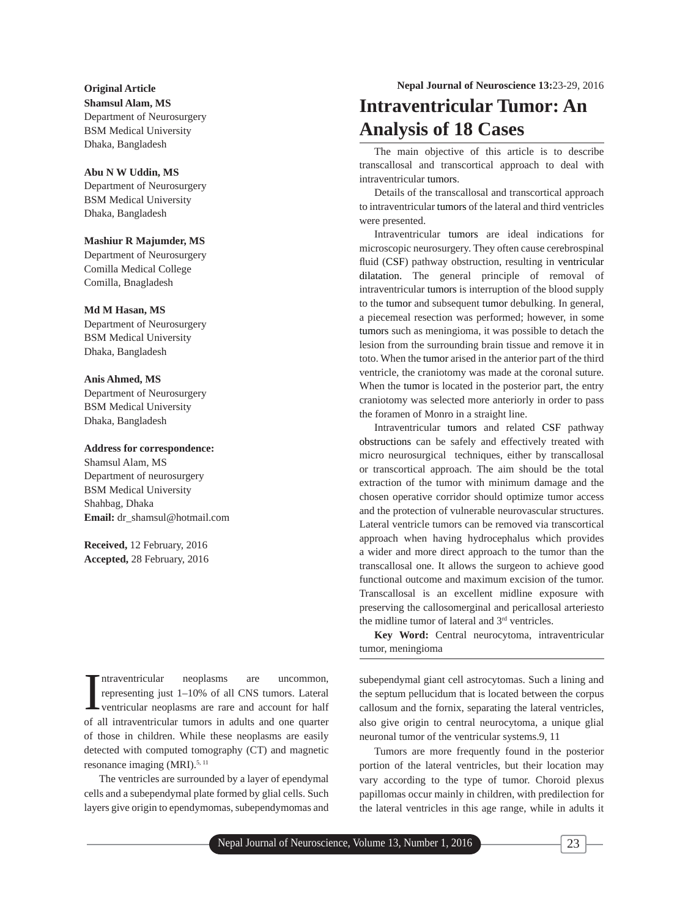Original Article

**Shamsul Alam, MS**
Department of Neurosurgery
BSM Medical University
Dhaka, Bangladesh

**Abu N W Uddin, MS**
Department of Neurosurgery
BSM Medical University
Dhaka, Bangladesh

**Mashiur R Majumder, MS**
Department of Neurosurgery
Comilla Medical College
Comilla, Bnagladesh

**Md M Hasan, MS**
Department of Neurosurgery
BSM Medical University
Dhaka, Bangladesh

**Anis Ahmed, MS**
Department of Neurosurgery
BSM Medical University
Dhaka, Bangladesh

**Address for correspondence:**
Shamsul Alam, MS
Department of neurosurgery
BSM Medical University
Shahbag, Dhaka
**Email:** dr_shamsul@hotmail.com

**Received,** 12 February, 2016
**Accepted,** 28 February, 2016

# Intraventricular Tumor: An Analysis of 18 Cases

The main objective of this article is to describe transcallosal and transcortical approach to deal with intraventricular tumors.

Details of the transcallosal and transcortical approach to intraventricular tumors of the lateral and third ventricles were presented.

Intraventricular tumors are ideal indications for microscopic neurosurgery. They often cause cerebrospinal fluid (CSF) pathway obstruction, resulting in ventricular dilatation. The general principle of removal of intraventricular tumors is interruption of the blood supply to the tumor and subsequent tumor debulking. In general, a piecemeal resection was performed; however, in some tumors such as meningioma, it was possible to detach the lesion from the surrounding brain tissue and remove it in toto. When the tumor arised in the anterior part of the third ventricle, the craniotomy was made at the coronal suture. When the tumor is located in the posterior part, the entry craniotomy was selected more anteriorly in order to pass the foramen of Monro in a straight line.

Intraventricular tumors and related CSF pathway obstructions can be safely and effectively treated with micro neurosurgical techniques, either by transcallosal or transcortical approach. The aim should be the total extraction of the tumor with minimum damage and the chosen operative corridor should optimize tumor access and the protection of vulnerable neurovascular structures. Lateral ventricle tumors can be removed via transcortical approach when having hydrocephalus which provides a wider and more direct approach to the tumor than the transcallosal one. It allows the surgeon to achieve good functional outcome and maximum excision of the tumor. Transcallosal is an excellent midline exposure with preserving the callosomerginal and pericallosal arteriesto the midline tumor of lateral and 3rd ventricles.

**Key Word:** Central neurocytoma, intraventricular tumor, meningioma

Intraventricular neoplasms are uncommon, representing just 1–10% of all CNS tumors. Lateral ventricular neoplasms are rare and account for half of all intraventricular tumors in adults and one quarter of those in children. While these neoplasms are easily detected with computed tomography (CT) and magnetic resonance imaging (MRI).[5, 11]

The ventricles are surrounded by a layer of ependymal cells and a subependymal plate formed by glial cells. Such layers give origin to ependymomas, subependymomas and subependymal giant cell astrocytomas. Such a lining and the septum pellucidum that is located between the corpus callosum and the fornix, separating the lateral ventricles, also give origin to central neurocytoma, a unique glial neuronal tumor of the ventricular systems.9, 11

Tumors are more frequently found in the posterior portion of the lateral ventricles, but their location may vary according to the type of tumor. Choroid plexus papillomas occur mainly in children, with predilection for the lateral ventricles in this age range, while in adults it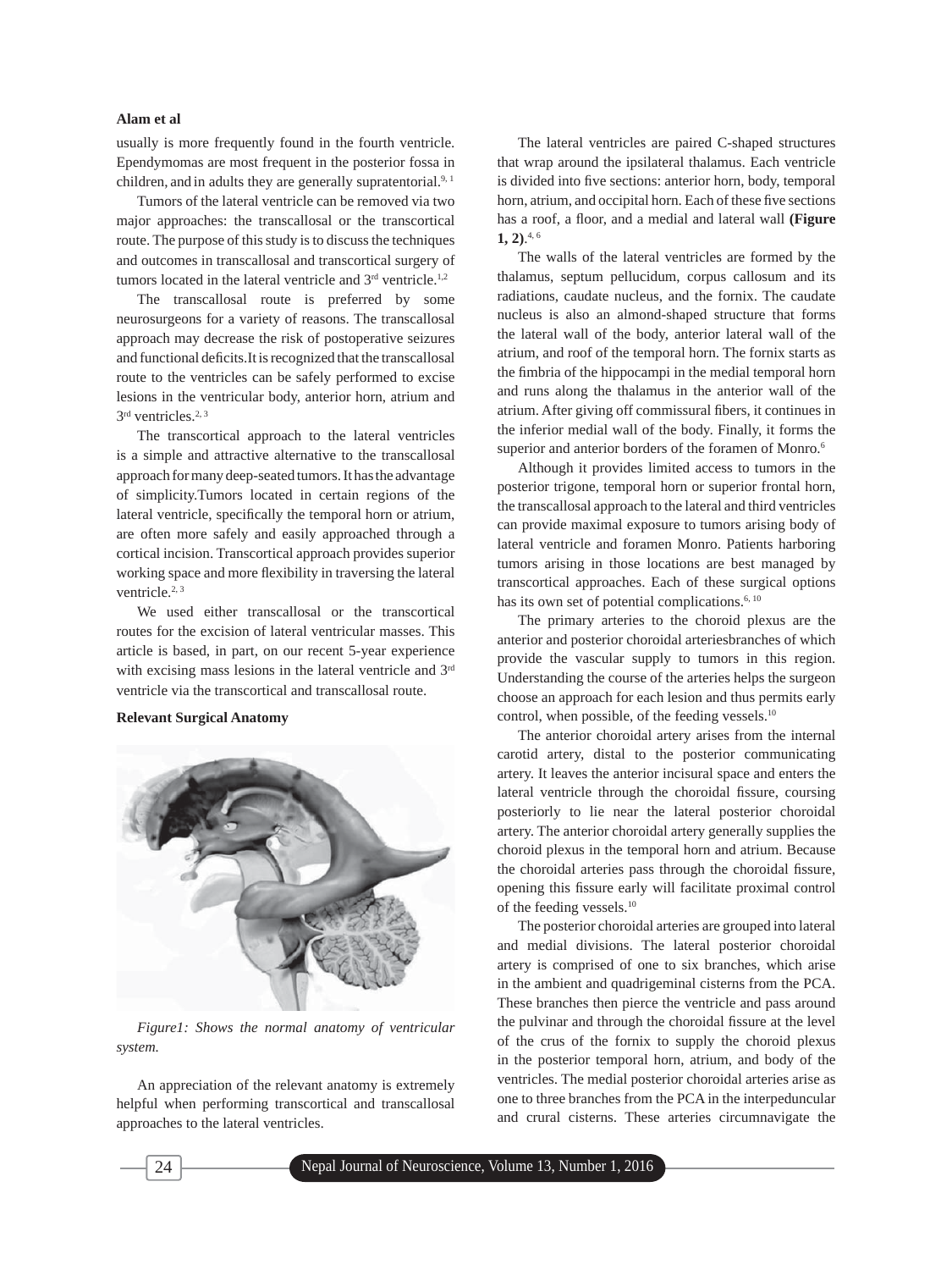usually is more frequently found in the fourth ventricle. Ependymomas are most frequent in the posterior fossa in children, and in adults they are generally supratentorial.[9, 1]

Tumors of the lateral ventricle can be removed via two major approaches: the transcallosal or the transcortical route. The purpose of this study is to discuss the techniques and outcomes in transcallosal and transcortical surgery of tumors located in the lateral ventricle and 3rd ventricle.[1,2]

The transcallosal route is preferred by some neurosurgeons for a variety of reasons. The transcallosal approach may decrease the risk of postoperative seizures and functional deficits.It is recognized that the transcallosal route to the ventricles can be safely performed to excise lesions in the ventricular body, anterior horn, atrium and 3rd ventricles.[2, 3]

The transcortical approach to the lateral ventricles is a simple and attractive alternative to the transcallosal approach for many deep-seated tumors. It has the advantage of simplicity.Tumors located in certain regions of the lateral ventricle, specifically the temporal horn or atrium, are often more safely and easily approached through a cortical incision. Transcortical approach provides superior working space and more flexibility in traversing the lateral ventricle.[2, 3]

We used either transcallosal or the transcortical routes for the excision of lateral ventricular masses. This article is based, in part, on our recent 5-year experience with excising mass lesions in the lateral ventricle and 3rd ventricle via the transcortical and transcallosal route.

**Relevant Surgical Anatomy**

*Figure1: Shows the normal anatomy of ventricular system.*

An appreciation of the relevant anatomy is extremely helpful when performing transcortical and transcallosal approaches to the lateral ventricles.

The lateral ventricles are paired C-shaped structures that wrap around the ipsilateral thalamus. Each ventricle is divided into five sections: anterior horn, body, temporal horn, atrium, and occipital horn. Each of these five sections has a roof, a floor, and a medial and lateral wall **(Figure 1, 2)**.[4, 6]

The walls of the lateral ventricles are formed by the thalamus, septum pellucidum, corpus callosum and its radiations, caudate nucleus, and the fornix. The caudate nucleus is also an almond-shaped structure that forms the lateral wall of the body, anterior lateral wall of the atrium, and roof of the temporal horn. The fornix starts as the fimbria of the hippocampi in the medial temporal horn and runs along the thalamus in the anterior wall of the atrium. After giving off commissural fibers, it continues in the inferior medial wall of the body. Finally, it forms the superior and anterior borders of the foramen of Monro.[6]

Although it provides limited access to tumors in the posterior trigone, temporal horn or superior frontal horn, the transcallosal approach to the lateral and third ventricles can provide maximal exposure to tumors arising body of lateral ventricle and foramen Monro. Patients harboring tumors arising in those locations are best managed by transcortical approaches. Each of these surgical options has its own set of potential complications.[6, 10]

The primary arteries to the choroid plexus are the anterior and posterior choroidal arteriesbranches of which provide the vascular supply to tumors in this region. Understanding the course of the arteries helps the surgeon choose an approach for each lesion and thus permits early control, when possible, of the feeding vessels.[10]

The anterior choroidal artery arises from the internal carotid artery, distal to the posterior communicating artery. It leaves the anterior incisural space and enters the lateral ventricle through the choroidal fissure, coursing posteriorly to lie near the lateral posterior choroidal artery. The anterior choroidal artery generally supplies the choroid plexus in the temporal horn and atrium. Because the choroidal arteries pass through the choroidal fissure, opening this fissure early will facilitate proximal control of the feeding vessels.[10]

The posterior choroidal arteries are grouped into lateral and medial divisions. The lateral posterior choroidal artery is comprised of one to six branches, which arise in the ambient and quadrigeminal cisterns from the PCA. These branches then pierce the ventricle and pass around the pulvinar and through the choroidal fissure at the level of the crus of the fornix to supply the choroid plexus in the posterior temporal horn, atrium, and body of the ventricles. The medial posterior choroidal arteries arise as one to three branches from the PCA in the interpeduncular and crural cisterns. These arteries circumnavigate the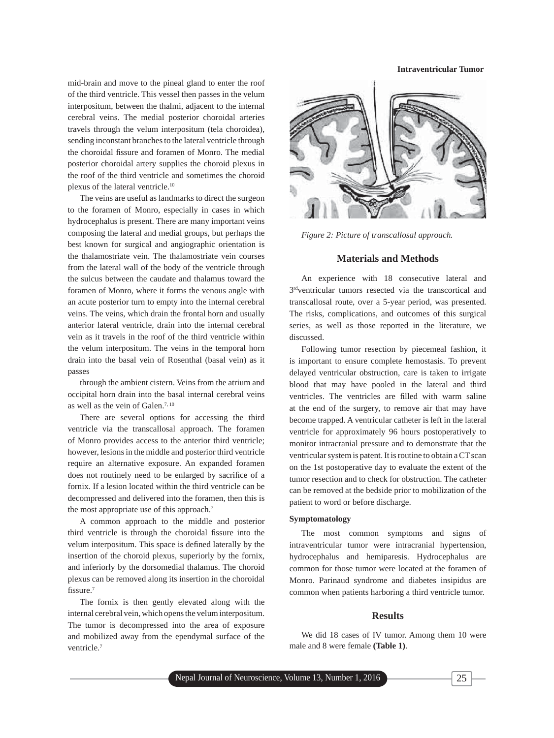mid-brain and move to the pineal gland to enter the roof of the third ventricle. This vessel then passes in the velum interpositum, between the thalmi, adjacent to the internal cerebral veins. The medial posterior choroidal arteries travels through the velum interpositum (tela choroidea), sending inconstant branches to the lateral ventricle through the choroidal fissure and foramen of Monro. The medial posterior choroidal artery supplies the choroid plexus in the roof of the third ventricle and sometimes the choroid plexus of the lateral ventricle.[10]

The veins are useful as landmarks to direct the surgeon to the foramen of Monro, especially in cases in which hydrocephalus is present. There are many important veins composing the lateral and medial groups, but perhaps the best known for surgical and angiographic orientation is the thalamostriate vein. The thalamostriate vein courses from the lateral wall of the body of the ventricle through the sulcus between the caudate and thalamus toward the foramen of Monro, where it forms the venous angle with an acute posterior turn to empty into the internal cerebral veins. The veins, which drain the frontal horn and usually anterior lateral ventricle, drain into the internal cerebral vein as it travels in the roof of the third ventricle within the velum interpositum. The veins in the temporal horn drain into the basal vein of Rosenthal (basal vein) as it passes

through the ambient cistern. Veins from the atrium and occipital horn drain into the basal internal cerebral veins as well as the vein of Galen.[7, 10]

There are several options for accessing the third ventricle via the transcallosal approach. The foramen of Monro provides access to the anterior third ventricle; however, lesions in the middle and posterior third ventricle require an alternative exposure. An expanded foramen does not routinely need to be enlarged by sacrifice of a fornix. If a lesion located within the third ventricle can be decompressed and delivered into the foramen, then this is the most appropriate use of this approach.[7]

A common approach to the middle and posterior third ventricle is through the choroidal fissure into the velum interpositum. This space is defined laterally by the insertion of the choroid plexus, superiorly by the fornix, and inferiorly by the dorsomedial thalamus. The choroid plexus can be removed along its insertion in the choroidal fissure.[7]

The fornix is then gently elevated along with the internal cerebral vein, which opens the velum interpositum. The tumor is decompressed into the area of exposure and mobilized away from the ependymal surface of the ventricle.[7]

*Figure 2: Picture of transcallosal approach.*

## Materials and Methods

An experience with 18 consecutive lateral and 3rd ventricular tumors resected via the transcortical and transcallosal route, over a 5-year period, was presented. The risks, complications, and outcomes of this surgical series, as well as those reported in the literature, we discussed.

Following tumor resection by piecemeal fashion, it is important to ensure complete hemostasis. To prevent delayed ventricular obstruction, care is taken to irrigate blood that may have pooled in the lateral and third ventricles. The ventricles are filled with warm saline at the end of the surgery, to remove air that may have become trapped. A ventricular catheter is left in the lateral ventricle for approximately 96 hours postoperatively to monitor intracranial pressure and to demonstrate that the ventricular system is patent. It is routine to obtain a CT scan on the 1st postoperative day to evaluate the extent of the tumor resection and to check for obstruction. The catheter can be removed at the bedside prior to mobilization of the patient to word or before discharge.

### Symptomatology

The most common symptoms and signs of intraventricular tumor were intracranial hypertension, hydrocephalus and hemiparesis. Hydrocephalus are common for those tumor were located at the foramen of Monro. Parinaud syndrome and diabetes insipidus are common when patients harboring a third ventricle tumor.

## Results

We did 18 cases of IV tumor. Among them 10 were male and 8 were female **(Table 1)**.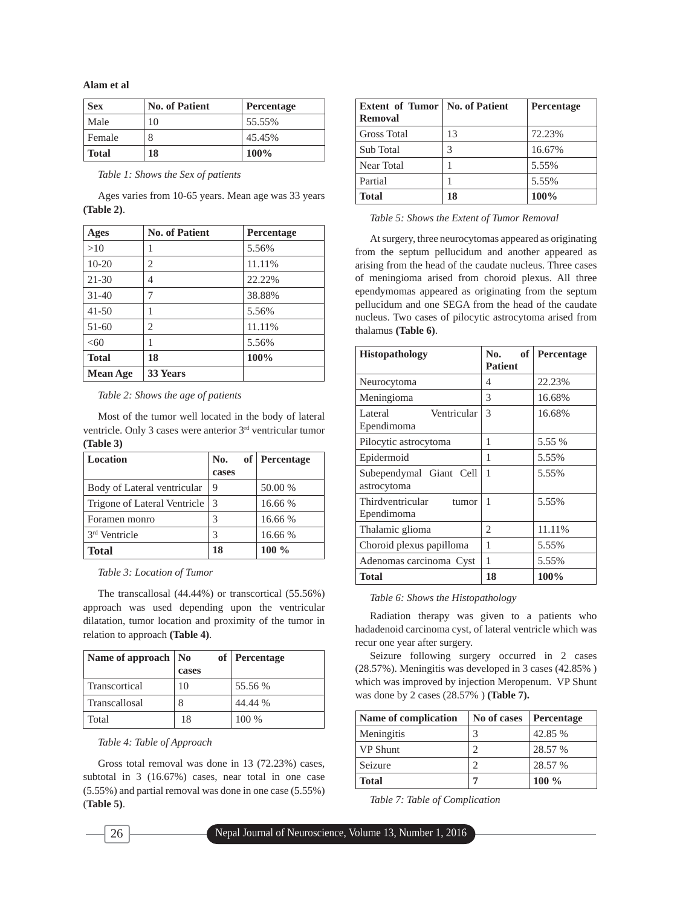| Sex | No. of Patient | Percentage |
|---|---|---|
| Male | 10 | 55.55% |
| Female | 8 | 45.45% |
| **Total** | **18** | **100%** |

*Table 1: Shows the Sex of patients*

Ages varies from 10-65 years. Mean age was 33 years **(Table 2)**.

| Ages | No. of Patient | Percentage |
|---|---|---|
| >10 | 1 | 5.56% |
| 10-20 | 2 | 11.11% |
| 21-30 | 4 | 22.22% |
| 31-40 | 7 | 38.88% |
| 41-50 | 1 | 5.56% |
| 51-60 | 2 | 11.11% |
| <60 | 1 | 5.56% |
| **Total** | **18** | **100%** |
| **Mean Age** | **33 Years** | |

*Table 2: Shows the age of patients*

Most of the tumor well located in the body of lateral ventricle. Only 3 cases were anterior 3rd ventricular tumor **(Table 3)**

| Location | No. of cases | Percentage |
|---|---|---|
| Body of Lateral ventricular | 9 | 50.00 % |
| Trigone of Lateral Ventricle | 3 | 16.66 % |
| Foramen monro | 3 | 16.66 % |
| 3rd Ventricle | 3 | 16.66 % |
| **Total** | **18** | **100 %** |

*Table 3: Location of Tumor*

The transcallosal (44.44%) or transcortical (55.56%) approach was used depending upon the ventricular dilatation, tumor location and proximity of the tumor in relation to approach **(Table 4)**.

| Name of approach | No of cases | Percentage |
|---|---|---|
| Transcortical | 10 | 55.56 % |
| Transcallosal | 8 | 44.44 % |
| Total | 18 | 100 % |

*Table 4: Table of Approach*

Gross total removal was done in 13 (72.23%) cases, subtotal in 3 (16.67%) cases, near total in one case (5.55%) and partial removal was done in one case (5.55%) (**Table 5)**.

| Extent of Tumor Removal | No. of Patient | Percentage |
|---|---|---|
| Gross Total | 13 | 72.23% |
| Sub Total | 3 | 16.67% |
| Near Total | 1 | 5.55% |
| Partial | 1 | 5.55% |
| **Total** | **18** | **100%** |

*Table 5: Shows the Extent of Tumor Removal*

At surgery, three neurocytomas appeared as originating from the septum pellucidum and another appeared as arising from the head of the caudate nucleus. Three cases of meningioma arised from choroid plexus. All three ependymomas appeared as originating from the septum pellucidum and one SEGA from the head of the caudate nucleus. Two cases of pilocytic astrocytoma arised from thalamus **(Table 6)**.

| Histopathology | No. of Patient | Percentage |
|---|---|---|
| Neurocytoma | 4 | 22.23% |
| Meningioma | 3 | 16.68% |
| Lateral Ventricular Ependimoma | 3 | 16.68% |
| Pilocytic astrocytoma | 1 | 5.55 % |
| Epidermoid | 1 | 5.55% |
| Subependymal Giant Cell astrocytoma | 1 | 5.55% |
| Thirdventricular tumor Ependimoma | 1 | 5.55% |
| Thalamic glioma | 2 | 11.11% |
| Choroid plexus papilloma | 1 | 5.55% |
| Adenomas carcinoma Cyst | 1 | 5.55% |
| **Total** | **18** | **100%** |

*Table 6: Shows the Histopathology*

Radiation therapy was given to a patients who hadadenoid carcinoma cyst, of lateral ventricle which was recur one year after surgery.

Seizure following surgery occurred in 2 cases (28.57%). Meningitis was developed in 3 cases (42.85% ) which was improved by injection Meropenum. VP Shunt was done by 2 cases (28.57% ) **(Table 7).**

| Name of complication | No of cases | Percentage |
|---|---|---|
| Meningitis | 3 | 42.85 % |
| VP Shunt | 2 | 28.57 % |
| Seizure | 2 | 28.57 % |
| **Total** | **7** | **100 %** |

*Table 7: Table of Complication*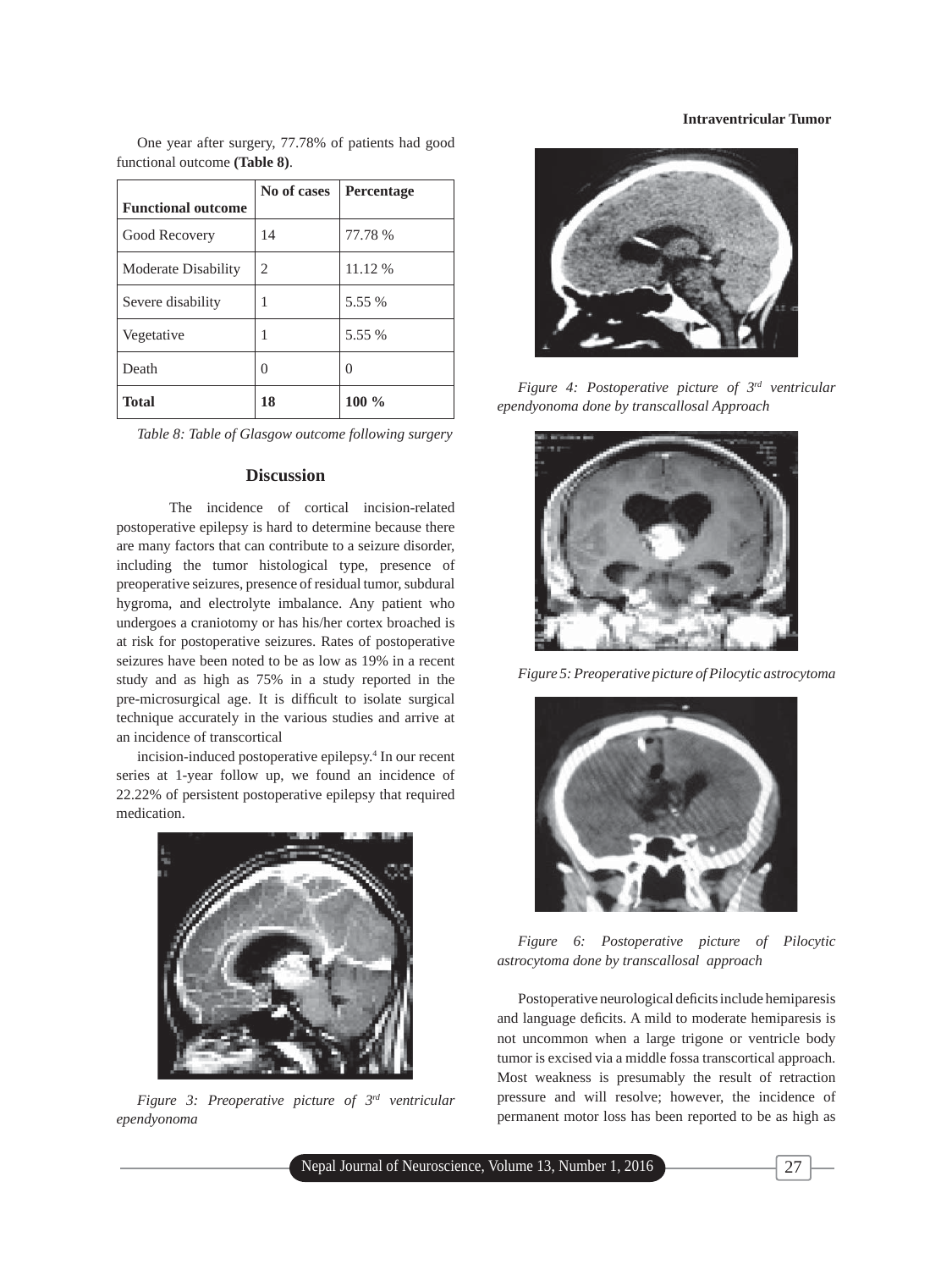One year after surgery, 77.78% of patients had good functional outcome **(Table 8)**.

| Functional outcome | No of cases | Percentage |
|---|---|---|
| Good Recovery | 14 | 77.78 % |
| Moderate Disability | 2 | 11.12 % |
| Severe disability | 1 | 5.55 % |
| Vegetative | 1 | 5.55 % |
| Death | 0 | 0 |
| **Total** | **18** | **100 %** |

*Table 8: Table of Glasgow outcome following surgery*

## Discussion

The incidence of cortical incision-related postoperative epilepsy is hard to determine because there are many factors that can contribute to a seizure disorder, including the tumor histological type, presence of preoperative seizures, presence of residual tumor, subdural hygroma, and electrolyte imbalance. Any patient who undergoes a craniotomy or has his/her cortex broached is at risk for postoperative seizures. Rates of postoperative seizures have been noted to be as low as 19% in a recent study and as high as 75% in a study reported in the pre-microsurgical age. It is difficult to isolate surgical technique accurately in the various studies and arrive at an incidence of transcortical incision-induced postoperative epilepsy.[4] In our recent series at 1-year follow up, we found an incidence of 22.22% of persistent postoperative epilepsy that required medication.

*Figure 3: Preoperative picture of 3rd ventricular ependyonoma*

*Figure 4: Postoperative picture of 3rd ventricular ependyonoma done by transcallosal Approach*

*Figure 5: Preoperative picture of Pilocytic astrocytoma*

*Figure 6: Postoperative picture of Pilocytic astrocytoma done by transcallosal approach*

Postoperative neurological deficits include hemiparesis and language deficits. A mild to moderate hemiparesis is not uncommon when a large trigone or ventricle body tumor is excised via a middle fossa transcortical approach. Most weakness is presumably the result of retraction pressure and will resolve; however, the incidence of permanent motor loss has been reported to be as high as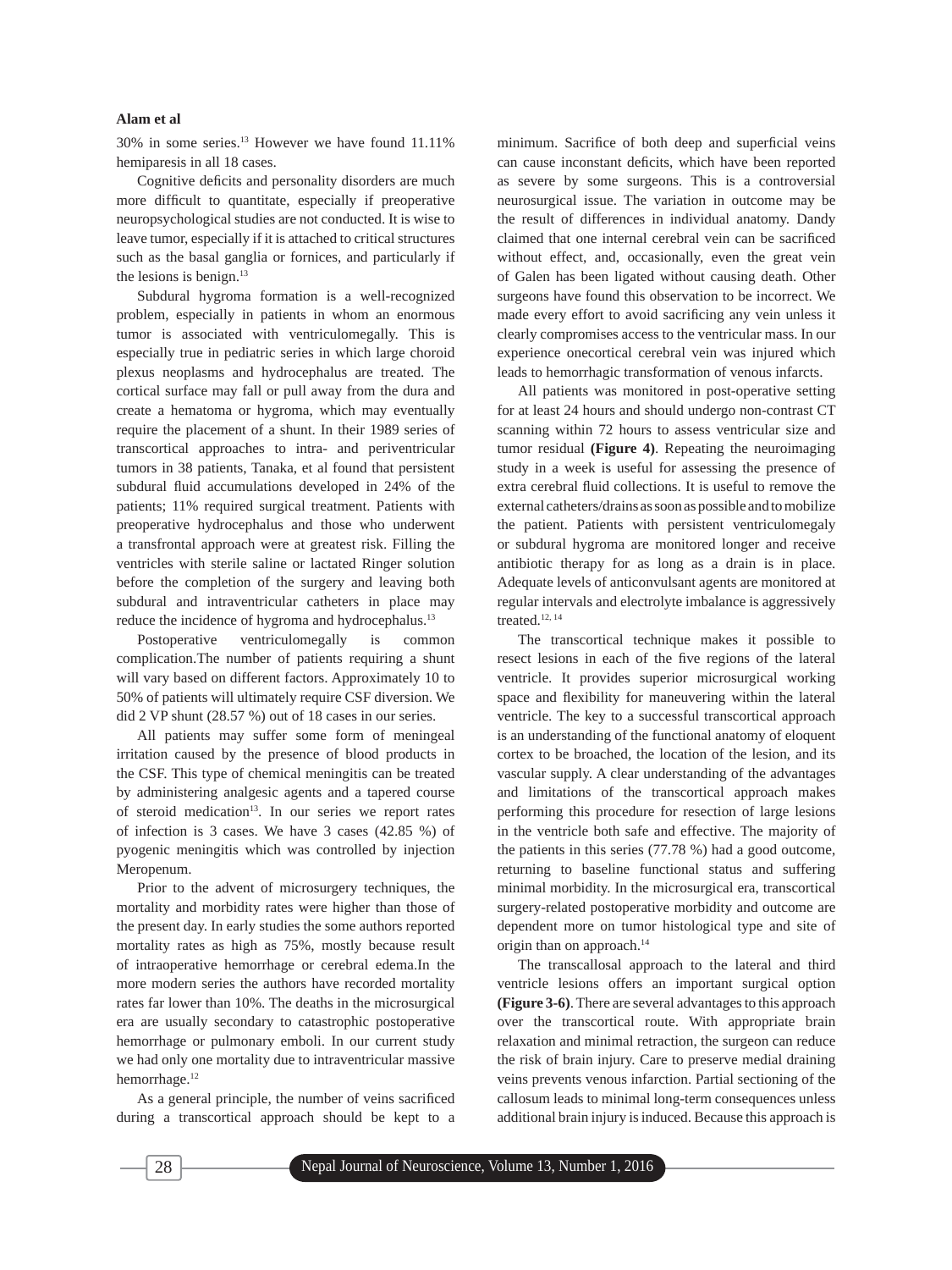30% in some series.[13] However we have found 11.11% hemiparesis in all 18 cases.

Cognitive deficits and personality disorders are much more difficult to quantitate, especially if preoperative neuropsychological studies are not conducted. It is wise to leave tumor, especially if it is attached to critical structures such as the basal ganglia or fornices, and particularly if the lesions is benign.[13]

Subdural hygroma formation is a well-recognized problem, especially in patients in whom an enormous tumor is associated with ventriculomegally. This is especially true in pediatric series in which large choroid plexus neoplasms and hydrocephalus are treated. The cortical surface may fall or pull away from the dura and create a hematoma or hygroma, which may eventually require the placement of a shunt. In their 1989 series of transcortical approaches to intra- and periventricular tumors in 38 patients, Tanaka, et al found that persistent subdural fluid accumulations developed in 24% of the patients; 11% required surgical treatment. Patients with preoperative hydrocephalus and those who underwent a transfrontal approach were at greatest risk. Filling the ventricles with sterile saline or lactated Ringer solution before the completion of the surgery and leaving both subdural and intraventricular catheters in place may reduce the incidence of hygroma and hydrocephalus.[13]

Postoperative ventriculomegally is common complication.The number of patients requiring a shunt will vary based on different factors. Approximately 10 to 50% of patients will ultimately require CSF diversion. We did 2 VP shunt (28.57 %) out of 18 cases in our series.

All patients may suffer some form of meningeal irritation caused by the presence of blood products in the CSF. This type of chemical meningitis can be treated by administering analgesic agents and a tapered course of steroid medication[13]. In our series we report rates of infection is 3 cases. We have 3 cases (42.85 %) of pyogenic meningitis which was controlled by injection Meropenum.

Prior to the advent of microsurgery techniques, the mortality and morbidity rates were higher than those of the present day. In early studies the some authors reported mortality rates as high as 75%, mostly because result of intraoperative hemorrhage or cerebral edema.In the more modern series the authors have recorded mortality rates far lower than 10%. The deaths in the microsurgical era are usually secondary to catastrophic postoperative hemorrhage or pulmonary emboli. In our current study we had only one mortality due to intraventricular massive hemorrhage.[12]

As a general principle, the number of veins sacrificed during a transcortical approach should be kept to a minimum. Sacrifice of both deep and superficial veins can cause inconstant deficits, which have been reported as severe by some surgeons. This is a controversial neurosurgical issue. The variation in outcome may be the result of differences in individual anatomy. Dandy claimed that one internal cerebral vein can be sacrificed without effect, and, occasionally, even the great vein of Galen has been ligated without causing death. Other surgeons have found this observation to be incorrect. We made every effort to avoid sacrificing any vein unless it clearly compromises access to the ventricular mass. In our experience onecortical cerebral vein was injured which leads to hemorrhagic transformation of venous infarcts.

All patients was monitored in post-operative setting for at least 24 hours and should undergo non-contrast CT scanning within 72 hours to assess ventricular size and tumor residual **(Figure 4)**. Repeating the neuroimaging study in a week is useful for assessing the presence of extra cerebral fluid collections. It is useful to remove the external catheters/drains as soon as possible and to mobilize the patient. Patients with persistent ventriculomegaly or subdural hygroma are monitored longer and receive antibiotic therapy for as long as a drain is in place. Adequate levels of anticonvulsant agents are monitored at regular intervals and electrolyte imbalance is aggressively treated.[12, 14]

The transcortical technique makes it possible to resect lesions in each of the five regions of the lateral ventricle. It provides superior microsurgical working space and flexibility for maneuvering within the lateral ventricle. The key to a successful transcortical approach is an understanding of the functional anatomy of eloquent cortex to be broached, the location of the lesion, and its vascular supply. A clear understanding of the advantages and limitations of the transcortical approach makes performing this procedure for resection of large lesions in the ventricle both safe and effective. The majority of the patients in this series (77.78 %) had a good outcome, returning to baseline functional status and suffering minimal morbidity. In the microsurgical era, transcortical surgery-related postoperative morbidity and outcome are dependent more on tumor histological type and site of origin than on approach.[14]

The transcallosal approach to the lateral and third ventricle lesions offers an important surgical option **(Figure 3-6)**. There are several advantages to this approach over the transcortical route. With appropriate brain relaxation and minimal retraction, the surgeon can reduce the risk of brain injury. Care to preserve medial draining veins prevents venous infarction. Partial sectioning of the callosum leads to minimal long-term consequences unless additional brain injury is induced. Because this approach is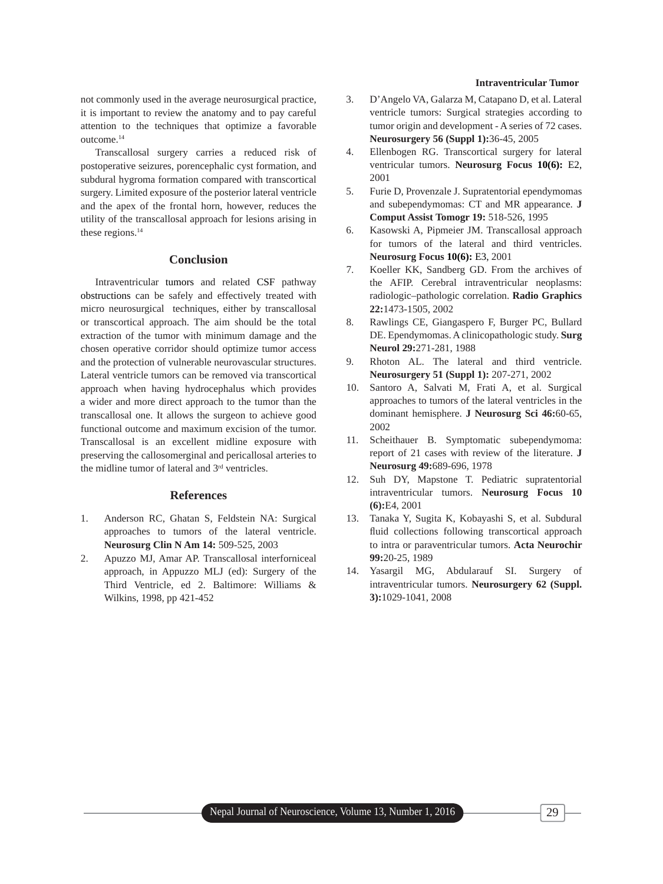not commonly used in the average neurosurgical practice, it is important to review the anatomy and to pay careful attention to the techniques that optimize a favorable outcome.[14]

Transcallosal surgery carries a reduced risk of postoperative seizures, porencephalic cyst formation, and subdural hygroma formation compared with transcortical surgery. Limited exposure of the posterior lateral ventricle and the apex of the frontal horn, however, reduces the utility of the transcallosal approach for lesions arising in these regions.[14]

## Conclusion

Intraventricular tumors and related CSF pathway obstructions can be safely and effectively treated with micro neurosurgical techniques, either by transcallosal or transcortical approach. The aim should be the total extraction of the tumor with minimum damage and the chosen operative corridor should optimize tumor access and the protection of vulnerable neurovascular structures. Lateral ventricle tumors can be removed via transcortical approach when having hydrocephalus which provides a wider and more direct approach to the tumor than the transcallosal one. It allows the surgeon to achieve good functional outcome and maximum excision of the tumor. Transcallosal is an excellent midline exposure with preserving the callosomerginal and pericallosal arteries to the midline tumor of lateral and 3rd ventricles.

## References

1. Anderson RC, Ghatan S, Feldstein NA: Surgical approaches to tumors of the lateral ventricle. **Neurosurg Clin N Am 14:** 509-525, 2003
2. Apuzzo MJ, Amar AP. Transcallosal interforniceal approach, in Appuzzo MLJ (ed): Surgery of the Third Ventricle, ed 2. Baltimore: Williams & Wilkins, 1998, pp 421-452
3. D'Angelo VA, Galarza M, Catapano D, et al. Lateral ventricle tumors: Surgical strategies according to tumor origin and development - A series of 72 cases. **Neurosurgery 56 (Suppl 1):**36-45, 2005
4. Ellenbogen RG. Transcortical surgery for lateral ventricular tumors. **Neurosurg Focus 10(6):** E2, 2001
5. Furie D, Provenzale J. Supratentorial ependymomas and subependymomas: CT and MR appearance. **J Comput Assist Tomogr 19:** 518-526, 1995
6. Kasowski A, Pipmeier JM. Transcallosal approach for tumors of the lateral and third ventricles. **Neurosurg Focus 10(6):** E3, 2001
7. Koeller KK, Sandberg GD. From the archives of the AFIP. Cerebral intraventricular neoplasms: radiologic–pathologic correlation. **Radio Graphics 22:**1473-1505, 2002
8. Rawlings CE, Giangaspero F, Burger PC, Bullard DE. Ependymomas. A clinicopathologic study. **Surg Neurol 29:**271-281, 1988
9. Rhoton AL. The lateral and third ventricle. **Neurosurgery 51 (Suppl 1):** 207-271, 2002
10. Santoro A, Salvati M, Frati A, et al. Surgical approaches to tumors of the lateral ventricles in the dominant hemisphere. **J Neurosurg Sci 46:**60-65, 2002
11. Scheithauer B. Symptomatic subependymoma: report of 21 cases with review of the literature. **J Neurosurg 49:**689-696, 1978
12. Suh DY, Mapstone T. Pediatric supratentorial intraventricular tumors. **Neurosurg Focus 10 (6):**E4, 2001
13. Tanaka Y, Sugita K, Kobayashi S, et al. Subdural fluid collections following transcortical approach to intra or paraventricular tumors. **Acta Neurochir 99:**20-25, 1989
14. Yasargil MG, Abdularauf SI. Surgery of intraventricular tumors. **Neurosurgery 62 (Suppl. 3):**1029-1041, 2008